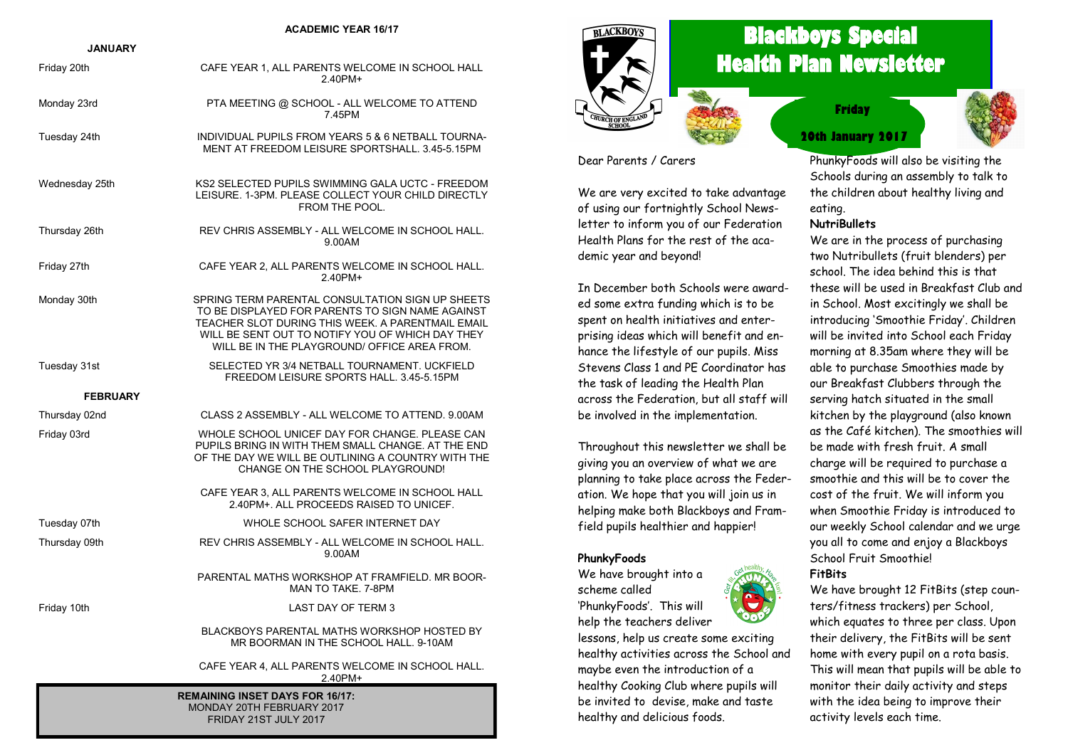**ACADEMIC YEAR 16/17**

| **JANUARY** | |
|---|---|
| Friday 20th | CAFE YEAR 1, ALL PARENTS WELCOME IN SCHOOL HALL 2.40PM+ |
| Monday 23rd | PTA MEETING @ SCHOOL - ALL WELCOME TO ATTEND 7.45PM |
| Tuesday 24th | INDIVIDUAL PUPILS FROM YEARS 5 & 6 NETBALL TOURNAMENT AT FREEDOM LEISURE SPORTSHALL. 3.45-5.15PM |
| Wednesday 25th | KS2 SELECTED PUPILS SWIMMING GALA UCTC - FREEDOM LEISURE. 1-3PM. PLEASE COLLECT YOUR CHILD DIRECTLY FROM THE POOL. |
| Thursday 26th | REV CHRIS ASSEMBLY - ALL WELCOME IN SCHOOL HALL. 9.00AM |
| Friday 27th | CAFE YEAR 2, ALL PARENTS WELCOME IN SCHOOL HALL. 2.40PM+ |
| Monday 30th | SPRING TERM PARENTAL CONSULTATION SIGN UP SHEETS TO BE DISPLAYED FOR PARENTS TO SIGN NAME AGAINST TEACHER SLOT DURING THIS WEEK. A PARENTMAIL EMAIL WILL BE SENT OUT TO NOTIFY YOU OF WHICH DAY THEY WILL BE IN THE PLAYGROUND/ OFFICE AREA FROM. |
| Tuesday 31st | SELECTED YR 3/4 NETBALL TOURNAMENT. UCKFIELD FREEDOM LEISURE SPORTS HALL. 3.45-5.15PM |
| **FEBRUARY** | |
| Thursday 02nd | CLASS 2 ASSEMBLY - ALL WELCOME TO ATTEND. 9.00AM |
| Friday 03rd | WHOLE SCHOOL UNICEF DAY FOR CHANGE. PLEASE CAN PUPILS BRING IN WITH THEM SMALL CHANGE. AT THE END OF THE DAY WE WILL BE OUTLINING A COUNTRY WITH THE CHANGE ON THE SCHOOL PLAYGROUND! |
| | CAFE YEAR 3, ALL PARENTS WELCOME IN SCHOOL HALL 2.40PM+. ALL PROCEEDS RAISED TO UNICEF. |
| Tuesday 07th | WHOLE SCHOOL SAFER INTERNET DAY |
| Thursday 09th | REV CHRIS ASSEMBLY - ALL WELCOME IN SCHOOL HALL. 9.00AM |
| | PARENTAL MATHS WORKSHOP AT FRAMFIELD. MR BOORMAN TO TAKE. 7-8PM |
| Friday 10th | LAST DAY OF TERM 3 |
| | BLACKBOYS PARENTAL MATHS WORKSHOP HOSTED BY MR BOORMAN IN THE SCHOOL HALL. 9-10AM |
| | CAFE YEAR 4, ALL PARENTS WELCOME IN SCHOOL HALL. 2.40PM+ |

**REMAINING INSET DAYS FOR 16/17:**
MONDAY 20TH FEBRUARY 2017
FRIDAY 21ST JULY 2017

# Blackboys Special Health Plan Newsletter

**Friday 20th January 2017**

Dear Parents / Carers

We are very excited to take advantage of using our fortnightly School Newsletter to inform you of our Federation Health Plans for the rest of the academic year and beyond!

In December both Schools were awarded some extra funding which is to be spent on health initiatives and enterprising ideas which will benefit and enhance the lifestyle of our pupils. Miss Stevens Class 1 and PE Coordinator has the task of leading the Health Plan across the Federation, but all staff will be involved in the implementation.

Throughout this newsletter we shall be giving you an overview of what we are planning to take place across the Federation. We hope that you will join us in helping make both Blackboys and Framfield pupils healthier and happier!

**PhunkyFoods**

We have brought into a scheme called 'PhunkyFoods'. This will help the teachers deliver lessons, help us create some exciting healthy activities across the School and maybe even the introduction of a healthy Cooking Club where pupils will be invited to devise, make and taste healthy and delicious foods.

PhunkyFoods will also be visiting the Schools during an assembly to talk to the children about healthy living and eating.

**NutriBullets**

We are in the process of purchasing two Nutribullets (fruit blenders) per school. The idea behind this is that these will be used in Breakfast Club and in School. Most excitingly we shall be introducing 'Smoothie Friday'. Children will be invited into School each Friday morning at 8.35am where they will be able to purchase Smoothies made by our Breakfast Clubbers through the serving hatch situated in the small kitchen by the playground (also known as the Café kitchen). The smoothies will be made with fresh fruit. A small charge will be required to purchase a smoothie and this will be to cover the cost of the fruit. We will inform you when Smoothie Friday is introduced to our weekly School calendar and we urge you all to come and enjoy a Blackboys School Fruit Smoothie!

**FitBits**

We have brought 12 FitBits (step counters/fitness trackers) per School, which equates to three per class. Upon their delivery, the FitBits will be sent home with every pupil on a rota basis. This will mean that pupils will be able to monitor their daily activity and steps with the idea being to improve their activity levels each time.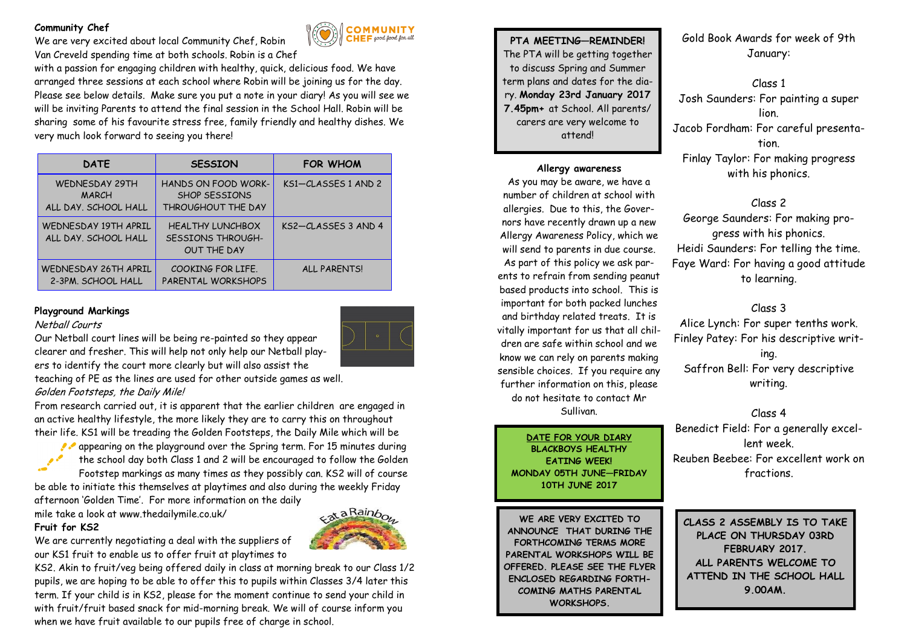## Community Chef

We are very excited about local Community Chef, Robin Van Creveld spending time at both schools. Robin is a Chef with a passion for engaging children with healthy, quick, delicious food. We have arranged three sessions at each school where Robin will be joining us for the day. Please see below details. Make sure you put a note in your diary! As you will see we will be inviting Parents to attend the final session in the School Hall. Robin will be sharing some of his favourite stress free, family friendly and healthy dishes. We very much look forward to seeing you there!

| DATE | SESSION | FOR WHOM |
|---|---|---|
| WEDNESDAY 29TH MARCH ALL DAY. SCHOOL HALL | HANDS ON FOOD WORKSHOP SESSIONS THROUGHOUT THE DAY | KS1—CLASSES 1 AND 2 |
| WEDNESDAY 19TH APRIL ALL DAY. SCHOOL HALL | HEALTHY LUNCHBOX SESSIONS THROUGHOUT THE DAY | KS2—CLASSES 3 AND 4 |
| WEDNESDAY 26TH APRIL 2-3PM. SCHOOL HALL | COOKING FOR LIFE. PARENTAL WORKSHOPS | ALL PARENTS! |

## Playground Markings

*Netball Courts*

Our Netball court lines will be being re-painted so they appear clearer and fresher. This will help not only help our Netball players to identify the court more clearly but will also assist the teaching of PE as the lines are used for other outside games as well.

*Golden Footsteps, the Daily Mile!*

From research carried out, it is apparent that the earlier children are engaged in an active healthy lifestyle, the more likely they are to carry this on throughout their life. KS1 will be treading the Golden Footsteps, the Daily Mile which will be appearing on the playground over the Spring term. For 15 minutes during the school day both Class 1 and 2 will be encouraged to follow the Golden Footstep markings as many times as they possibly can. KS2 will of course be able to initiate this themselves at playtimes and also during the weekly Friday afternoon 'Golden Time'. For more information on the daily mile take a look at www.thedailymile.co.uk/

## Fruit for KS2

We are currently negotiating a deal with the suppliers of our KS1 fruit to enable us to offer fruit at playtimes to KS2. Akin to fruit/veg being offered daily in class at morning break to our Class 1/2 pupils, we are hoping to be able to offer this to pupils within Classes 3/4 later this term. If your child is in KS2, please for the moment continue to send your child in with fruit/fruit based snack for mid-morning break. We will of course inform you when we have fruit available to our pupils free of charge in school.

**PTA MEETING—REMINDER!**

The PTA will be getting together to discuss Spring and Summer term plans and dates for the diary. **Monday 23rd January 2017 7.45pm+** at School. All parents/carers are very welcome to attend!

**Allergy awareness**

As you may be aware, we have a number of children at school with allergies. Due to this, the Governors have recently drawn up a new Allergy Awareness Policy, which we will send to parents in due course. As part of this policy we ask parents to refrain from sending peanut based products into school. This is important for both packed lunches and birthday related treats. It is vitally important for us that all children are safe within school and we know we can rely on parents making sensible choices. If you require any further information on this, please do not hesitate to contact Mr Sullivan.

**DATE FOR YOUR DIARY**
**BLACKBOYS HEALTHY EATING WEEK!**
**MONDAY 05TH JUNE—FRIDAY 10TH JUNE 2017**

WE ARE VERY EXCITED TO ANNOUNCE THAT DURING THE FORTHCOMING TERMS MORE PARENTAL WORKSHOPS WILL BE OFFERED. PLEASE SEE THE FLYER ENCLOSED REGARDING FORTHCOMING MATHS PARENTAL WORKSHOPS.

Gold Book Awards for week of 9th January:

Class 1

Josh Saunders: For painting a super lion.
Jacob Fordham: For careful presentation.
Finlay Taylor: For making progress with his phonics.

Class 2

George Saunders: For making progress with his phonics.
Heidi Saunders: For telling the time.
Faye Ward: For having a good attitude to learning.

Class 3

Alice Lynch: For super tenths work.
Finley Patey: For his descriptive writing.
Saffron Bell: For very descriptive writing.

Class 4

Benedict Field: For a generally excellent week.
Reuben Beebee: For excellent work on fractions.

**CLASS 2 ASSEMBLY IS TO TAKE PLACE ON THURSDAY 03RD FEBRUARY 2017.**
**ALL PARENTS WELCOME TO ATTEND IN THE SCHOOL HALL 9.00AM.**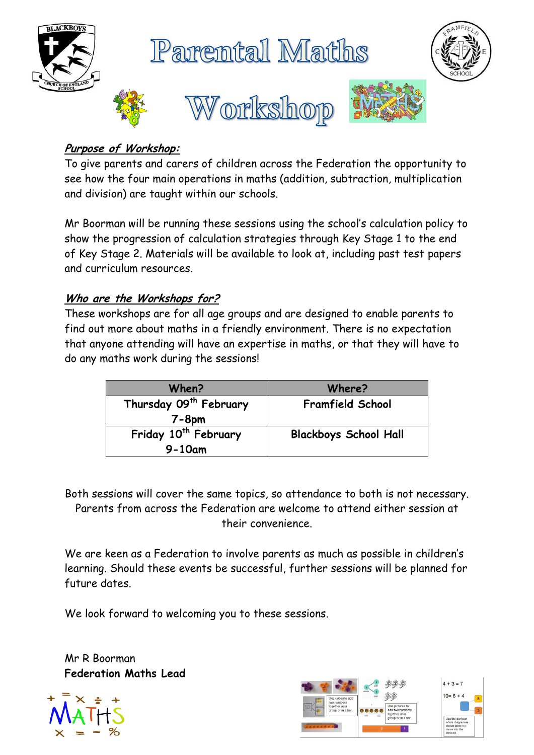# Parental Maths Workshop

***Purpose of Workshop:***

To give parents and carers of children across the Federation the opportunity to see how the four main operations in maths (addition, subtraction, multiplication and division) are taught within our schools.

Mr Boorman will be running these sessions using the school's calculation policy to show the progression of calculation strategies through Key Stage 1 to the end of Key Stage 2. Materials will be available to look at, including past test papers and curriculum resources.

***Who are the Workshops for?***

These workshops are for all age groups and are designed to enable parents to find out more about maths in a friendly environment. There is no expectation that anyone attending will have an expertise in maths, or that they will have to do any maths work during the sessions!

| When? | Where? |
|---|---|
| **Thursday 09th February 7-8pm** | **Framfield School** |
| **Friday 10th February 9-10am** | **Blackboys School Hall** |

Both sessions will cover the same topics, so attendance to both is not necessary. Parents from across the Federation are welcome to attend either session at their convenience.

We are keen as a Federation to involve parents as much as possible in children's learning. Should these events be successful, further sessions will be planned for future dates.

We look forward to welcoming you to these sessions.

Mr R Boorman
**Federation Maths Lead**